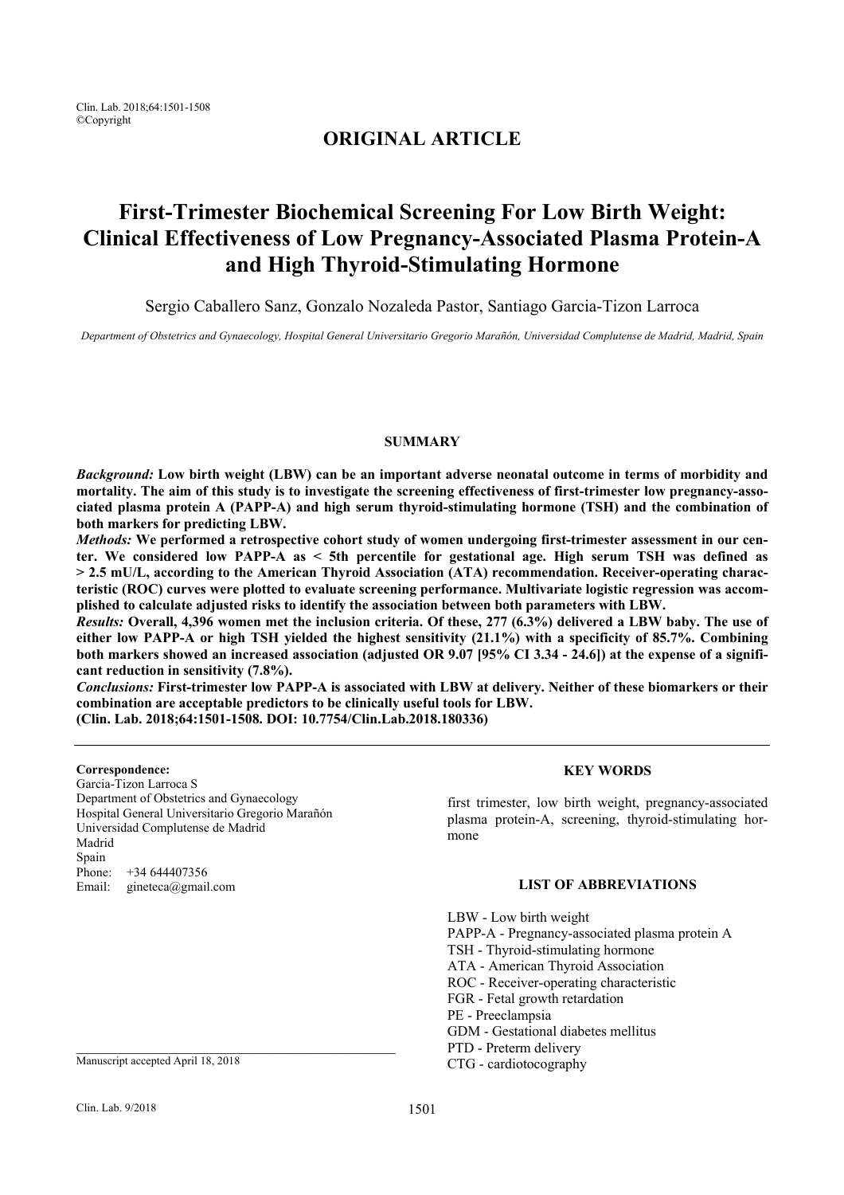**ORIGINAL ARTICLE**

# First-Trimester Biochemical Screening For Low Birth Weight: Clinical Effectiveness of Low Pregnancy-Associated Plasma Protein-A and High Thyroid-Stimulating Hormone

Sergio Caballero Sanz, Gonzalo Nozaleda Pastor, Santiago Garcia-Tizon Larroca

*Department of Obstetrics and Gynaecology, Hospital General Universitario Gregorio Marañón, Universidad Complutense de Madrid, Madrid, Spain*

## SUMMARY

***Background:*** **Low birth weight (LBW) can be an important adverse neonatal outcome in terms of morbidity and mortality. The aim of this study is to investigate the screening effectiveness of first-trimester low pregnancy-associated plasma protein A (PAPP-A) and high serum thyroid-stimulating hormone (TSH) and the combination of both markers for predicting LBW.**

***Methods:*** **We performed a retrospective cohort study of women undergoing first-trimester assessment in our center. We considered low PAPP-A as < 5th percentile for gestational age. High serum TSH was defined as > 2.5 mU/L, according to the American Thyroid Association (ATA) recommendation. Receiver-operating characteristic (ROC) curves were plotted to evaluate screening performance. Multivariate logistic regression was accomplished to calculate adjusted risks to identify the association between both parameters with LBW.**

***Results:*** **Overall, 4,396 women met the inclusion criteria. Of these, 277 (6.3%) delivered a LBW baby. The use of either low PAPP-A or high TSH yielded the highest sensitivity (21.1%) with a specificity of 85.7%. Combining both markers showed an increased association (adjusted OR 9.07 [95% CI 3.34 - 24.6]) at the expense of a significant reduction in sensitivity (7.8%).**

***Conclusions:*** **First-trimester low PAPP-A is associated with LBW at delivery. Neither of these biomarkers or their combination are acceptable predictors to be clinically useful tools for LBW.**

**(Clin. Lab. 2018;64:1501-1508. DOI: 10.7754/Clin.Lab.2018.180336)**

**Correspondence:**
Garcia-Tizon Larroca S
Department of Obstetrics and Gynaecology
Hospital General Universitario Gregorio Marañón
Universidad Complutense de Madrid
Madrid
Spain
Phone: +34 644407356
Email: gineteca@gmail.com

Manuscript accepted April 18, 2018

## KEY WORDS

first trimester, low birth weight, pregnancy-associated plasma protein-A, screening, thyroid-stimulating hormone

## LIST OF ABBREVIATIONS

LBW - Low birth weight
PAPP-A - Pregnancy-associated plasma protein A
TSH - Thyroid-stimulating hormone
ATA - American Thyroid Association
ROC - Receiver-operating characteristic
FGR - Fetal growth retardation
PE - Preeclampsia
GDM - Gestational diabetes mellitus
PTD - Preterm delivery
CTG - cardiotocography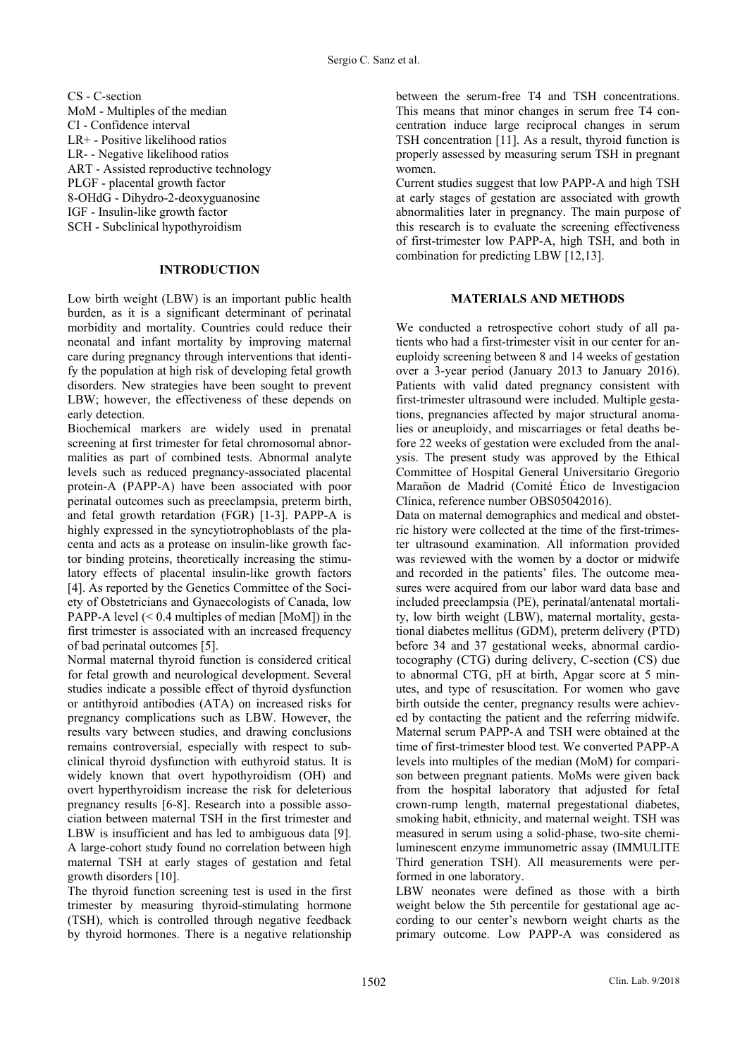CS - C-section
MoM - Multiples of the median
CI - Confidence interval
LR+ - Positive likelihood ratios
LR- - Negative likelihood ratios
ART - Assisted reproductive technology
PLGF - placental growth factor
8-OHdG - Dihydro-2-deoxyguanosine
IGF - Insulin-like growth factor
SCH - Subclinical hypothyroidism

## INTRODUCTION

Low birth weight (LBW) is an important public health burden, as it is a significant determinant of perinatal morbidity and mortality. Countries could reduce their neonatal and infant mortality by improving maternal care during pregnancy through interventions that identify the population at high risk of developing fetal growth disorders. New strategies have been sought to prevent LBW; however, the effectiveness of these depends on early detection.

Biochemical markers are widely used in prenatal screening at first trimester for fetal chromosomal abnormalities as part of combined tests. Abnormal analyte levels such as reduced pregnancy-associated placental protein-A (PAPP-A) have been associated with poor perinatal outcomes such as preeclampsia, preterm birth, and fetal growth retardation (FGR) [1-3]. PAPP-A is highly expressed in the syncytiotrophoblasts of the placenta and acts as a protease on insulin-like growth factor binding proteins, theoretically increasing the stimulatory effects of placental insulin-like growth factors [4]. As reported by the Genetics Committee of the Society of Obstetricians and Gynaecologists of Canada, low PAPP-A level (< 0.4 multiples of median [MoM]) in the first trimester is associated with an increased frequency of bad perinatal outcomes [5].

Normal maternal thyroid function is considered critical for fetal growth and neurological development. Several studies indicate a possible effect of thyroid dysfunction or antithyroid antibodies (ATA) on increased risks for pregnancy complications such as LBW. However, the results vary between studies, and drawing conclusions remains controversial, especially with respect to subclinical thyroid dysfunction with euthyroid status. It is widely known that overt hypothyroidism (OH) and overt hyperthyroidism increase the risk for deleterious pregnancy results [6-8]. Research into a possible association between maternal TSH in the first trimester and LBW is insufficient and has led to ambiguous data [9]. A large-cohort study found no correlation between high maternal TSH at early stages of gestation and fetal growth disorders [10].

The thyroid function screening test is used in the first trimester by measuring thyroid-stimulating hormone (TSH), which is controlled through negative feedback by thyroid hormones. There is a negative relationship between the serum-free T4 and TSH concentrations. This means that minor changes in serum free T4 concentration induce large reciprocal changes in serum TSH concentration [11]. As a result, thyroid function is properly assessed by measuring serum TSH in pregnant women.

Current studies suggest that low PAPP-A and high TSH at early stages of gestation are associated with growth abnormalities later in pregnancy. The main purpose of this research is to evaluate the screening effectiveness of first-trimester low PAPP-A, high TSH, and both in combination for predicting LBW [12,13].

## MATERIALS AND METHODS

We conducted a retrospective cohort study of all patients who had a first-trimester visit in our center for aneuploidy screening between 8 and 14 weeks of gestation over a 3-year period (January 2013 to January 2016). Patients with valid dated pregnancy consistent with first-trimester ultrasound were included. Multiple gestations, pregnancies affected by major structural anomalies or aneuploidy, and miscarriages or fetal deaths before 22 weeks of gestation were excluded from the analysis. The present study was approved by the Ethical Committee of Hospital General Universitario Gregorio Marañon de Madrid (Comité Ético de Investigacion Clínica, reference number OBS05042016).

Data on maternal demographics and medical and obstetric history were collected at the time of the first-trimester ultrasound examination. All information provided was reviewed with the women by a doctor or midwife and recorded in the patients' files. The outcome measures were acquired from our labor ward data base and included preeclampsia (PE), perinatal/antenatal mortality, low birth weight (LBW), maternal mortality, gestational diabetes mellitus (GDM), preterm delivery (PTD) before 34 and 37 gestational weeks, abnormal cardiotocography (CTG) during delivery, C-section (CS) due to abnormal CTG, pH at birth, Apgar score at 5 minutes, and type of resuscitation. For women who gave birth outside the center, pregnancy results were achieved by contacting the patient and the referring midwife. Maternal serum PAPP-A and TSH were obtained at the time of first-trimester blood test. We converted PAPP-A levels into multiples of the median (MoM) for comparison between pregnant patients. MoMs were given back from the hospital laboratory that adjusted for fetal crown-rump length, maternal pregestational diabetes, smoking habit, ethnicity, and maternal weight. TSH was measured in serum using a solid-phase, two-site chemiluminescent enzyme immunometric assay (IMMULITE Third generation TSH). All measurements were performed in one laboratory.

LBW neonates were defined as those with a birth weight below the 5th percentile for gestational age according to our center's newborn weight charts as the primary outcome. Low PAPP-A was considered as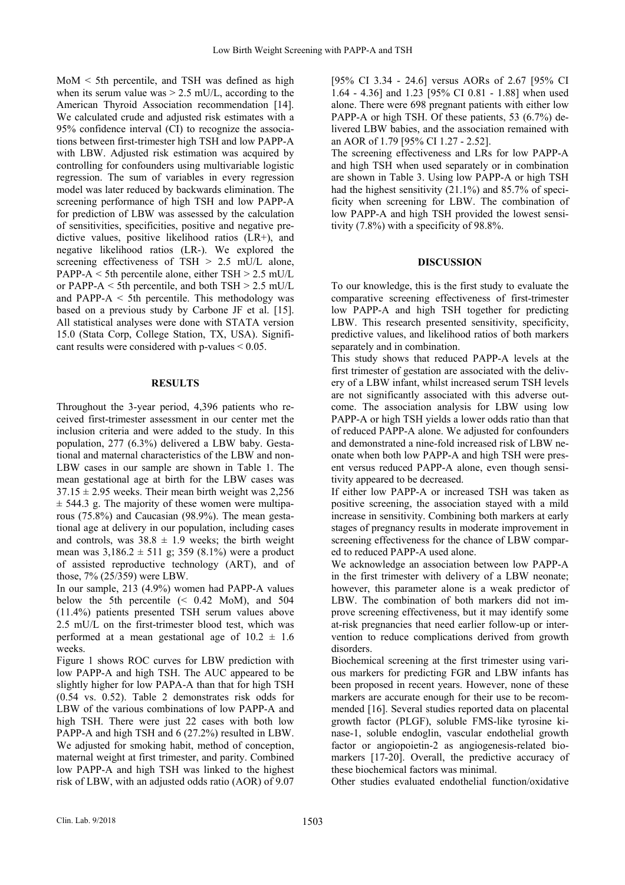MoM < 5th percentile, and TSH was defined as high when its serum value was > 2.5 mU/L, according to the American Thyroid Association recommendation [14]. We calculated crude and adjusted risk estimates with a 95% confidence interval (CI) to recognize the associations between first-trimester high TSH and low PAPP-A with LBW. Adjusted risk estimation was acquired by controlling for confounders using multivariable logistic regression. The sum of variables in every regression model was later reduced by backwards elimination. The screening performance of high TSH and low PAPP-A for prediction of LBW was assessed by the calculation of sensitivities, specificities, positive and negative predictive values, positive likelihood ratios (LR+), and negative likelihood ratios (LR-). We explored the screening effectiveness of TSH > 2.5 mU/L alone, PAPP-A < 5th percentile alone, either TSH > 2.5 mU/L or PAPP-A < 5th percentile, and both TSH > 2.5 mU/L and PAPP-A < 5th percentile. This methodology was based on a previous study by Carbone JF et al. [15]. All statistical analyses were done with STATA version 15.0 (Stata Corp, College Station, TX, USA). Significant results were considered with p-values < 0.05.

## RESULTS

Throughout the 3-year period, 4,396 patients who received first-trimester assessment in our center met the inclusion criteria and were added to the study. In this population, 277 (6.3%) delivered a LBW baby. Gestational and maternal characteristics of the LBW and non-LBW cases in our sample are shown in Table 1. The mean gestational age at birth for the LBW cases was 37.15 ± 2.95 weeks. Their mean birth weight was 2,256 ± 544.3 g. The majority of these women were multiparous (75.8%) and Caucasian (98.9%). The mean gestational age at delivery in our population, including cases and controls, was 38.8 ± 1.9 weeks; the birth weight mean was 3,186.2 ± 511 g; 359 (8.1%) were a product of assisted reproductive technology (ART), and of those, 7% (25/359) were LBW.

In our sample, 213 (4.9%) women had PAPP-A values below the 5th percentile (< 0.42 MoM), and 504 (11.4%) patients presented TSH serum values above 2.5 mU/L on the first-trimester blood test, which was performed at a mean gestational age of 10.2 ± 1.6 weeks.

Figure 1 shows ROC curves for LBW prediction with low PAPP-A and high TSH. The AUC appeared to be slightly higher for low PAPA-A than that for high TSH (0.54 vs. 0.52). Table 2 demonstrates risk odds for LBW of the various combinations of low PAPP-A and high TSH. There were just 22 cases with both low PAPP-A and high TSH and 6 (27.2%) resulted in LBW. We adjusted for smoking habit, method of conception, maternal weight at first trimester, and parity. Combined low PAPP-A and high TSH was linked to the highest risk of LBW, with an adjusted odds ratio (AOR) of 9.07 [95% CI 3.34 - 24.6] versus AORs of 2.67 [95% CI 1.64 - 4.36] and 1.23 [95% CI 0.81 - 1.88] when used alone. There were 698 pregnant patients with either low PAPP-A or high TSH. Of these patients, 53 (6.7%) delivered LBW babies, and the association remained with an AOR of 1.79 [95% CI 1.27 - 2.52].

The screening effectiveness and LRs for low PAPP-A and high TSH when used separately or in combination are shown in Table 3. Using low PAPP-A or high TSH had the highest sensitivity (21.1%) and 85.7% of specificity when screening for LBW. The combination of low PAPP-A and high TSH provided the lowest sensitivity (7.8%) with a specificity of 98.8%.

## DISCUSSION

To our knowledge, this is the first study to evaluate the comparative screening effectiveness of first-trimester low PAPP-A and high TSH together for predicting LBW. This research presented sensitivity, specificity, predictive values, and likelihood ratios of both markers separately and in combination.

This study shows that reduced PAPP-A levels at the first trimester of gestation are associated with the delivery of a LBW infant, whilst increased serum TSH levels are not significantly associated with this adverse outcome. The association analysis for LBW using low PAPP-A or high TSH yields a lower odds ratio than that of reduced PAPP-A alone. We adjusted for confounders and demonstrated a nine-fold increased risk of LBW neonate when both low PAPP-A and high TSH were present versus reduced PAPP-A alone, even though sensitivity appeared to be decreased.

If either low PAPP-A or increased TSH was taken as positive screening, the association stayed with a mild increase in sensitivity. Combining both markers at early stages of pregnancy results in moderate improvement in screening effectiveness for the chance of LBW compared to reduced PAPP-A used alone.

We acknowledge an association between low PAPP-A in the first trimester with delivery of a LBW neonate; however, this parameter alone is a weak predictor of LBW. The combination of both markers did not improve screening effectiveness, but it may identify some at-risk pregnancies that need earlier follow-up or intervention to reduce complications derived from growth disorders.

Biochemical screening at the first trimester using various markers for predicting FGR and LBW infants has been proposed in recent years. However, none of these markers are accurate enough for their use to be recommended [16]. Several studies reported data on placental growth factor (PLGF), soluble FMS-like tyrosine kinase-1, soluble endoglin, vascular endothelial growth factor or angiopoietin-2 as angiogenesis-related biomarkers [17-20]. Overall, the predictive accuracy of these biochemical factors was minimal.

Other studies evaluated endothelial function/oxidative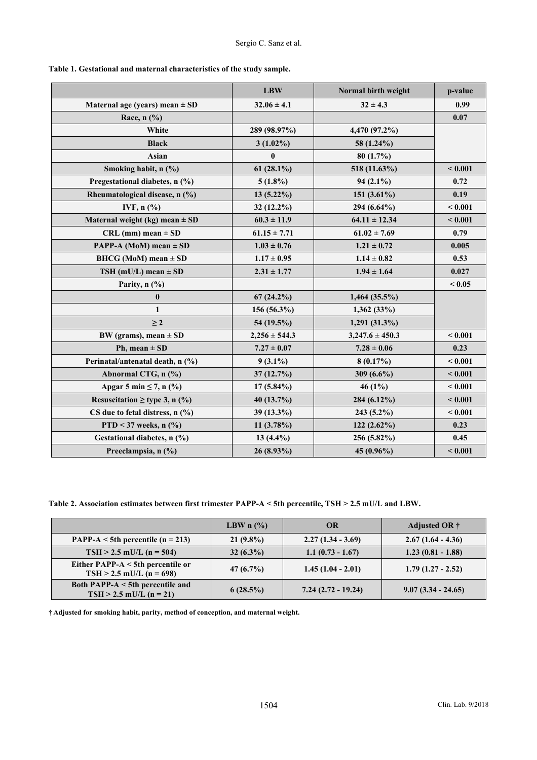**Table 1. Gestational and maternal characteristics of the study sample.**

| | LBW | Normal birth weight | p-value |
|---|---|---|---|
| Maternal age (years) mean ± SD | 32.06 ± 4.1 | 32 ± 4.3 | 0.99 |
| Race, n (%) | | | 0.07 |
| White | 289 (98.97%) | 4,470 (97.2%) | |
| Black | 3 (1.02%) | 58 (1.24%) | |
| Asian | 0 | 80 (1.7%) | |
| Smoking habit, n (%) | 61 (28.1%) | 518 (11.63%) | < 0.001 |
| Pregestational diabetes, n (%) | 5 (1.8%) | 94 (2.1%) | 0.72 |
| Rheumatological disease, n (%) | 13 (5.22%) | 151 (3.61%) | 0.19 |
| IVF, n (%) | 32 (12.2%) | 294 (6.64%) | < 0.001 |
| Maternal weight (kg) mean ± SD | 60.3 ± 11.9 | 64.11 ± 12.34 | < 0.001 |
| CRL (mm) mean ± SD | 61.15 ± 7.71 | 61.02 ± 7.69 | 0.79 |
| PAPP-A (MoM) mean ± SD | 1.03 ± 0.76 | 1.21 ± 0.72 | 0.005 |
| BHCG (MoM) mean ± SD | 1.17 ± 0.95 | 1.14 ± 0.82 | 0.53 |
| TSH (mU/L) mean ± SD | 2.31 ± 1.77 | 1.94 ± 1.64 | 0.027 |
| Parity, n (%) | | | < 0.05 |
| 0 | 67 (24.2%) | 1,464 (35.5%) | |
| 1 | 156 (56.3%) | 1,362 (33%) | |
| ≥ 2 | 54 (19.5%) | 1,291 (31.3%) | |
| BW (grams), mean ± SD | 2,256 ± 544.3 | 3,247.6 ± 450.3 | < 0.001 |
| Ph, mean ± SD | 7.27 ± 0.07 | 7.28 ± 0.06 | 0.23 |
| Perinatal/antenatal death, n (%) | 9 (3.1%) | 8 (0.17%) | < 0.001 |
| Abnormal CTG, n (%) | 37 (12.7%) | 309 (6.6%) | < 0.001 |
| Apgar 5 min ≤ 7, n (%) | 17 (5.84%) | 46 (1%) | < 0.001 |
| Resuscitation ≥ type 3, n (%) | 40 (13.7%) | 284 (6.12%) | < 0.001 |
| CS due to fetal distress, n (%) | 39 (13.3%) | 243 (5.2%) | < 0.001 |
| PTD < 37 weeks, n (%) | 11 (3.78%) | 122 (2.62%) | 0.23 |
| Gestational diabetes, n (%) | 13 (4.4%) | 256 (5.82%) | 0.45 |
| Preeclampsia, n (%) | 26 (8.93%) | 45 (0.96%) | < 0.001 |

**Table 2. Association estimates between first trimester PAPP-A < 5th percentile, TSH > 2.5 mU/L and LBW.**

| | LBW n (%) | OR | Adjusted OR † |
|---|---|---|---|
| PAPP-A < 5th percentile (n = 213) | 21 (9.8%) | 2.27 (1.34 - 3.69) | 2.67 (1.64 - 4.36) |
| TSH > 2.5 mU/L (n = 504) | 32 (6.3%) | 1.1 (0.73 - 1.67) | 1.23 (0.81 - 1.88) |
| Either PAPP-A < 5th percentile or TSH > 2.5 mU/L (n = 698) | 47 (6.7%) | 1.45 (1.04 - 2.01) | 1.79 (1.27 - 2.52) |
| Both PAPP-A < 5th percentile and TSH > 2.5 mU/L (n = 21) | 6 (28.5%) | 7.24 (2.72 - 19.24) | 9.07 (3.34 - 24.65) |

**† Adjusted for smoking habit, parity, method of conception, and maternal weight.**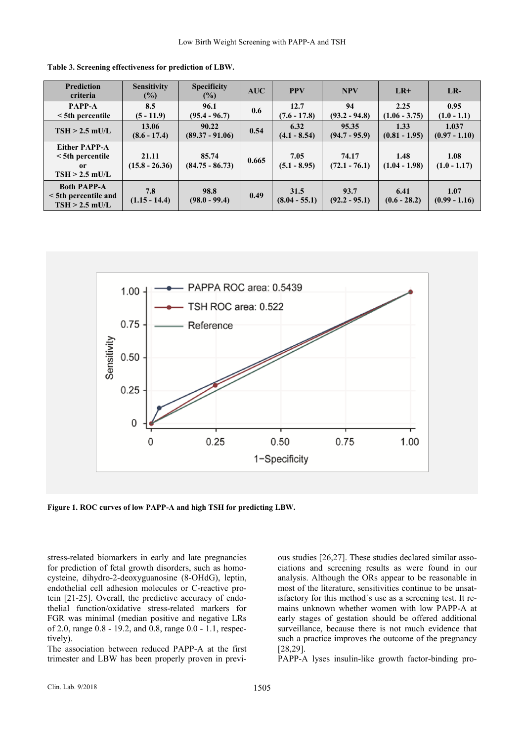**Table 3. Screening effectiveness for prediction of LBW.**

| Prediction criteria | Sensitivity (%) | Specificity (%) | AUC | PPV | NPV | LR+ | LR- |
|---|---|---|---|---|---|---|---|
| PAPP-A < 5th percentile | 8.5 (5 - 11.9) | 96.1 (95.4 - 96.7) | 0.6 | 12.7 (7.6 - 17.8) | 94 (93.2 - 94.8) | 2.25 (1.06 - 3.75) | 0.95 (1.0 - 1.1) |
| TSH > 2.5 mU/L | 13.06 (8.6 - 17.4) | 90.22 (89.37 - 91.06) | 0.54 | 6.32 (4.1 - 8.54) | 95.35 (94.7 - 95.9) | 1.33 (0.81 - 1.95) | 1.037 (0.97 - 1.10) |
| Either PAPP-A < 5th percentile or TSH > 2.5 mU/L | 21.11 (15.8 - 26.36) | 85.74 (84.75 - 86.73) | 0.665 | 7.05 (5.1 - 8.95) | 74.17 (72.1 - 76.1) | 1.48 (1.04 - 1.98) | 1.08 (1.0 - 1.17) |
| Both PAPP-A < 5th percentile and TSH > 2.5 mU/L | 7.8 (1.15 - 14.4) | 98.8 (98.0 - 99.4) | 0.49 | 31.5 (8.04 - 55.1) | 93.7 (92.2 - 95.1) | 6.41 (0.6 - 28.2) | 1.07 (0.99 - 1.16) |

**Figure 1. ROC curves of low PAPP-A and high TSH for predicting LBW.**

stress-related biomarkers in early and late pregnancies for prediction of fetal growth disorders, such as homocysteine, dihydro-2-deoxyguanosine (8-OHdG), leptin, endothelial cell adhesion molecules or C-reactive protein [21-25]. Overall, the predictive accuracy of endothelial function/oxidative stress-related markers for FGR was minimal (median positive and negative LRs of 2.0, range 0.8 - 19.2, and 0.8, range 0.0 - 1.1, respectively).

The association between reduced PAPP-A at the first trimester and LBW has been properly proven in previous studies [26,27]. These studies declared similar associations and screening results as were found in our analysis. Although the ORs appear to be reasonable in most of the literature, sensitivities continue to be unsatisfactory for this method´s use as a screening test. It remains unknown whether women with low PAPP-A at early stages of gestation should be offered additional surveillance, because there is not much evidence that such a practice improves the outcome of the pregnancy [28,29].

PAPP-A lyses insulin-like growth factor-binding pro-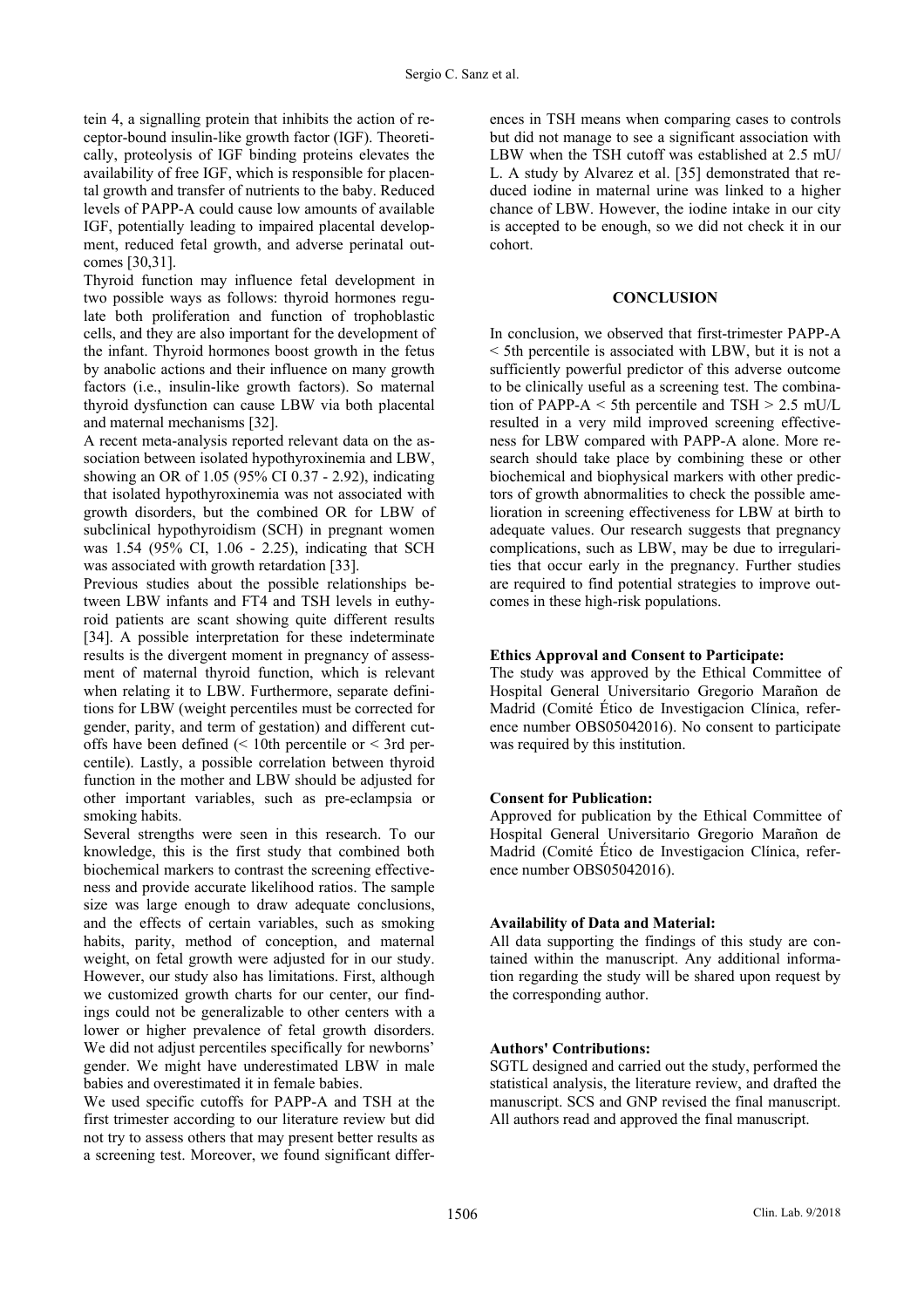tein 4, a signalling protein that inhibits the action of receptor-bound insulin-like growth factor (IGF). Theoretically, proteolysis of IGF binding proteins elevates the availability of free IGF, which is responsible for placental growth and transfer of nutrients to the baby. Reduced levels of PAPP-A could cause low amounts of available IGF, potentially leading to impaired placental development, reduced fetal growth, and adverse perinatal outcomes [30,31].

Thyroid function may influence fetal development in two possible ways as follows: thyroid hormones regulate both proliferation and function of trophoblastic cells, and they are also important for the development of the infant. Thyroid hormones boost growth in the fetus by anabolic actions and their influence on many growth factors (i.e., insulin-like growth factors). So maternal thyroid dysfunction can cause LBW via both placental and maternal mechanisms [32].

A recent meta-analysis reported relevant data on the association between isolated hypothyroxinemia and LBW, showing an OR of 1.05 (95% CI 0.37 - 2.92), indicating that isolated hypothyroxinemia was not associated with growth disorders, but the combined OR for LBW of subclinical hypothyroidism (SCH) in pregnant women was 1.54 (95% CI, 1.06 - 2.25), indicating that SCH was associated with growth retardation [33].

Previous studies about the possible relationships between LBW infants and FT4 and TSH levels in euthyroid patients are scant showing quite different results [34]. A possible interpretation for these indeterminate results is the divergent moment in pregnancy of assessment of maternal thyroid function, which is relevant when relating it to LBW. Furthermore, separate definitions for LBW (weight percentiles must be corrected for gender, parity, and term of gestation) and different cutoffs have been defined (< 10th percentile or < 3rd percentile). Lastly, a possible correlation between thyroid function in the mother and LBW should be adjusted for other important variables, such as pre-eclampsia or smoking habits.

Several strengths were seen in this research. To our knowledge, this is the first study that combined both biochemical markers to contrast the screening effectiveness and provide accurate likelihood ratios. The sample size was large enough to draw adequate conclusions, and the effects of certain variables, such as smoking habits, parity, method of conception, and maternal weight, on fetal growth were adjusted for in our study. However, our study also has limitations. First, although we customized growth charts for our center, our findings could not be generalizable to other centers with a lower or higher prevalence of fetal growth disorders. We did not adjust percentiles specifically for newborns' gender. We might have underestimated LBW in male babies and overestimated it in female babies.

We used specific cutoffs for PAPP-A and TSH at the first trimester according to our literature review but did not try to assess others that may present better results as a screening test. Moreover, we found significant differences in TSH means when comparing cases to controls but did not manage to see a significant association with LBW when the TSH cutoff was established at 2.5 mU/L. A study by Alvarez et al. [35] demonstrated that reduced iodine in maternal urine was linked to a higher chance of LBW. However, the iodine intake in our city is accepted to be enough, so we did not check it in our cohort.

## CONCLUSION

In conclusion, we observed that first-trimester PAPP-A < 5th percentile is associated with LBW, but it is not a sufficiently powerful predictor of this adverse outcome to be clinically useful as a screening test. The combination of PAPP-A < 5th percentile and TSH > 2.5 mU/L resulted in a very mild improved screening effectiveness for LBW compared with PAPP-A alone. More research should take place by combining these or other biochemical and biophysical markers with other predictors of growth abnormalities to check the possible amelioration in screening effectiveness for LBW at birth to adequate values. Our research suggests that pregnancy complications, such as LBW, may be due to irregularities that occur early in the pregnancy. Further studies are required to find potential strategies to improve outcomes in these high-risk populations.

**Ethics Approval and Consent to Participate:**
The study was approved by the Ethical Committee of Hospital General Universitario Gregorio Marañon de Madrid (Comité Ético de Investigacion Clínica, reference number OBS05042016). No consent to participate was required by this institution.

**Consent for Publication:**
Approved for publication by the Ethical Committee of Hospital General Universitario Gregorio Marañon de Madrid (Comité Ético de Investigacion Clínica, reference number OBS05042016).

**Availability of Data and Material:**
All data supporting the findings of this study are contained within the manuscript. Any additional information regarding the study will be shared upon request by the corresponding author.

**Authors' Contributions:**
SGTL designed and carried out the study, performed the statistical analysis, the literature review, and drafted the manuscript. SCS and GNP revised the final manuscript. All authors read and approved the final manuscript.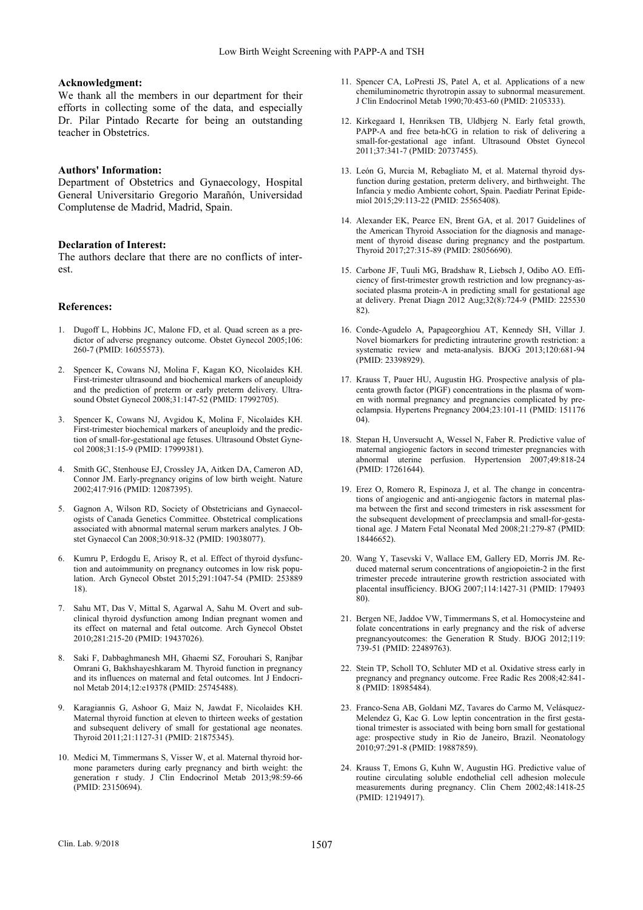**Acknowledgment:**

We thank all the members in our department for their efforts in collecting some of the data, and especially Dr. Pilar Pintado Recarte for being an outstanding teacher in Obstetrics.

**Authors' Information:**

Department of Obstetrics and Gynaecology, Hospital General Universitario Gregorio Marañón, Universidad Complutense de Madrid, Madrid, Spain.

**Declaration of Interest:**

The authors declare that there are no conflicts of interest.

**References:**

1. Dugoff L, Hobbins JC, Malone FD, et al. Quad screen as a predictor of adverse pregnancy outcome. Obstet Gynecol 2005;106: 260-7 (PMID: 16055573).
2. Spencer K, Cowans NJ, Molina F, Kagan KO, Nicolaides KH. First-trimester ultrasound and biochemical markers of aneuploidy and the prediction of preterm or early preterm delivery. Ultrasound Obstet Gynecol 2008;31:147-52 (PMID: 17992705).
3. Spencer K, Cowans NJ, Avgidou K, Molina F, Nicolaides KH. First-trimester biochemical markers of aneuploidy and the prediction of small-for-gestational age fetuses. Ultrasound Obstet Gynecol 2008;31:15-9 (PMID: 17999381).
4. Smith GC, Stenhouse EJ, Crossley JA, Aitken DA, Cameron AD, Connor JM. Early-pregnancy origins of low birth weight. Nature 2002;417:916 (PMID: 12087395).
5. Gagnon A, Wilson RD, Society of Obstetricians and Gynaecologists of Canada Genetics Committee. Obstetrical complications associated with abnormal maternal serum markers analytes. J Obstet Gynaecol Can 2008;30:918-32 (PMID: 19038077).
6. Kumru P, Erdogdu E, Arisoy R, et al. Effect of thyroid dysfunction and autoimmunity on pregnancy outcomes in low risk population. Arch Gynecol Obstet 2015;291:1047-54 (PMID: 25388918).
7. Sahu MT, Das V, Mittal S, Agarwal A, Sahu M. Overt and subclinical thyroid dysfunction among Indian pregnant women and its effect on maternal and fetal outcome. Arch Gynecol Obstet 2010;281:215-20 (PMID: 19437026).
8. Saki F, Dabbaghmanesh MH, Ghaemi SZ, Forouhari S, Ranjbar Omrani G, Bakhshayeshkaram M. Thyroid function in pregnancy and its influences on maternal and fetal outcomes. Int J Endocrinol Metab 2014;12:e19378 (PMID: 25745488).
9. Karagiannis G, Ashoor G, Maiz N, Jawdat F, Nicolaides KH. Maternal thyroid function at eleven to thirteen weeks of gestation and subsequent delivery of small for gestational age neonates. Thyroid 2011;21:1127-31 (PMID: 21875345).
10. Medici M, Timmermans S, Visser W, et al. Maternal thyroid hormone parameters during early pregnancy and birth weight: the generation r study. J Clin Endocrinol Metab 2013;98:59-66 (PMID: 23150694).
11. Spencer CA, LoPresti JS, Patel A, et al. Applications of a new chemiluminometric thyrotropin assay to subnormal measurement. J Clin Endocrinol Metab 1990;70:453-60 (PMID: 2105333).
12. Kirkegaard I, Henriksen TB, Uldbjerg N. Early fetal growth, PAPP-A and free beta-hCG in relation to risk of delivering a small-for-gestational age infant. Ultrasound Obstet Gynecol 2011;37:341-7 (PMID: 20737455).
13. León G, Murcia M, Rebagliato M, et al. Maternal thyroid dysfunction during gestation, preterm delivery, and birthweight. The Infancia y medio Ambiente cohort, Spain. Paediatr Perinat Epidemiol 2015;29:113-22 (PMID: 25565408).
14. Alexander EK, Pearce EN, Brent GA, et al. 2017 Guidelines of the American Thyroid Association for the diagnosis and management of thyroid disease during pregnancy and the postpartum. Thyroid 2017;27:315-89 (PMID: 28056690).
15. Carbone JF, Tuuli MG, Bradshaw R, Liebsch J, Odibo AO. Efficiency of first-trimester growth restriction and low pregnancy-associated plasma protein-A in predicting small for gestational age at delivery. Prenat Diagn 2012 Aug;32(8):724-9 (PMID: 22553082).
16. Conde-Agudelo A, Papageorghiou AT, Kennedy SH, Villar J. Novel biomarkers for predicting intrauterine growth restriction: a systematic review and meta-analysis. BJOG 2013;120:681-94 (PMID: 23398929).
17. Krauss T, Pauer HU, Augustin HG. Prospective analysis of placenta growth factor (PlGF) concentrations in the plasma of women with normal pregnancy and pregnancies complicated by preeclampsia. Hypertens Pregnancy 2004;23:101-11 (PMID: 15117604).
18. Stepan H, Unversucht A, Wessel N, Faber R. Predictive value of maternal angiogenic factors in second trimester pregnancies with abnormal uterine perfusion. Hypertension 2007;49:818-24 (PMID: 17261644).
19. Erez O, Romero R, Espinoza J, et al. The change in concentrations of angiogenic and anti-angiogenic factors in maternal plasma between the first and second trimesters in risk assessment for the subsequent development of preeclampsia and small-for-gestational age. J Matern Fetal Neonatal Med 2008;21:279-87 (PMID: 18446652).
20. Wang Y, Tasevski V, Wallace EM, Gallery ED, Morris JM. Reduced maternal serum concentrations of angiopoietin-2 in the first trimester precede intrauterine growth restriction associated with placental insufficiency. BJOG 2007;114:1427-31 (PMID: 17949380).
21. Bergen NE, Jaddoe VW, Timmermans S, et al. Homocysteine and folate concentrations in early pregnancy and the risk of adverse pregnancyoutcomes: the Generation R Study. BJOG 2012;119: 739-51 (PMID: 22489763).
22. Stein TP, Scholl TO, Schluter MD et al. Oxidative stress early in pregnancy and pregnancy outcome. Free Radic Res 2008;42:841-8 (PMID: 18985484).
23. Franco-Sena AB, Goldani MZ, Tavares do Carmo M, Velásquez-Melendez G, Kac G. Low leptin concentration in the first gestational trimester is associated with being born small for gestational age: prospective study in Rio de Janeiro, Brazil. Neonatology 2010;97:291-8 (PMID: 19887859).
24. Krauss T, Emons G, Kuhn W, Augustin HG. Predictive value of routine circulating soluble endothelial cell adhesion molecule measurements during pregnancy. Clin Chem 2002;48:1418-25 (PMID: 12194917).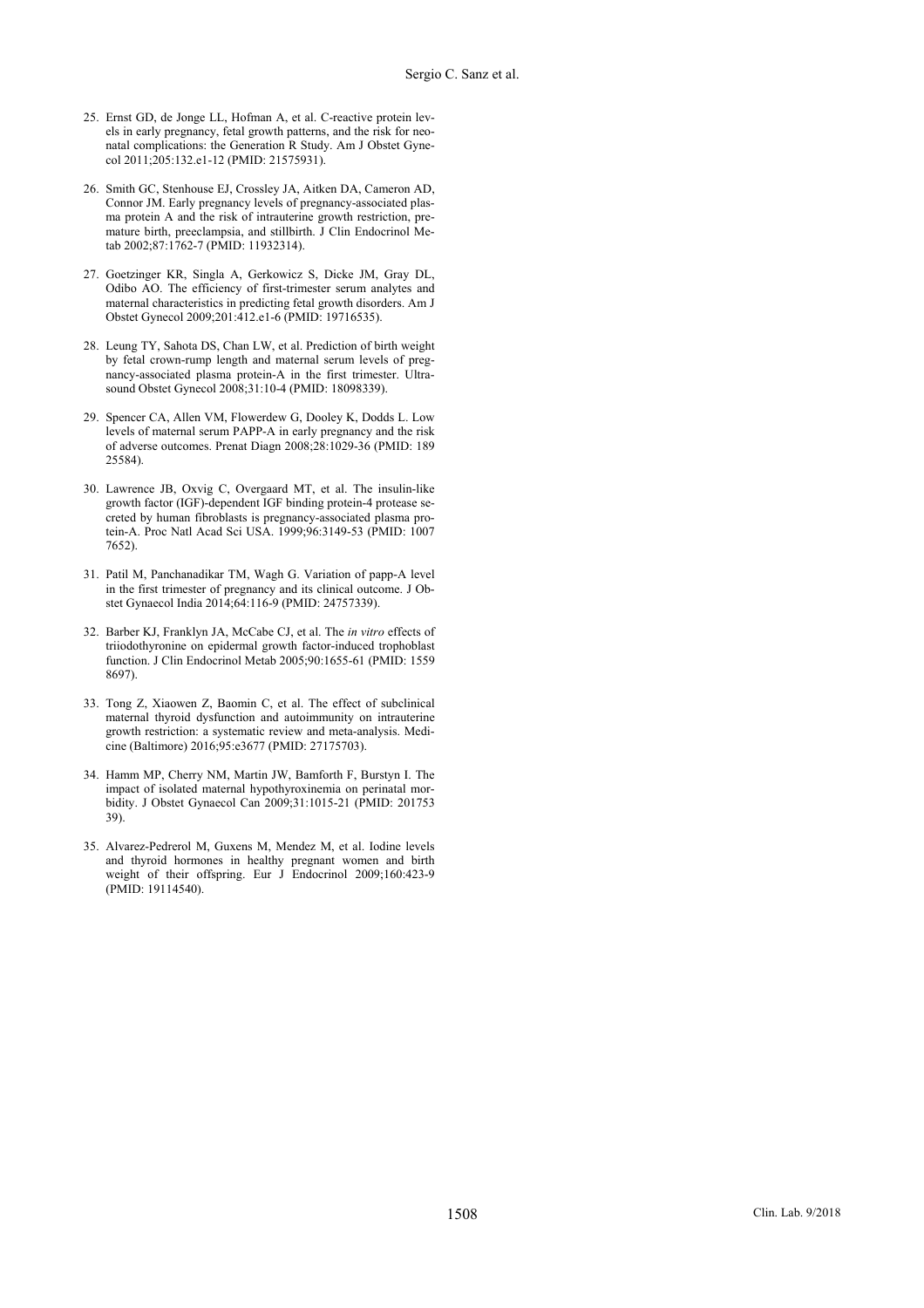25. Ernst GD, de Jonge LL, Hofman A, et al. C-reactive protein levels in early pregnancy, fetal growth patterns, and the risk for neonatal complications: the Generation R Study. Am J Obstet Gynecol 2011;205:132.e1-12 (PMID: 21575931).

26. Smith GC, Stenhouse EJ, Crossley JA, Aitken DA, Cameron AD, Connor JM. Early pregnancy levels of pregnancy-associated plasma protein A and the risk of intrauterine growth restriction, premature birth, preeclampsia, and stillbirth. J Clin Endocrinol Metab 2002;87:1762-7 (PMID: 11932314).

27. Goetzinger KR, Singla A, Gerkowicz S, Dicke JM, Gray DL, Odibo AO. The efficiency of first-trimester serum analytes and maternal characteristics in predicting fetal growth disorders. Am J Obstet Gynecol 2009;201:412.e1-6 (PMID: 19716535).

28. Leung TY, Sahota DS, Chan LW, et al. Prediction of birth weight by fetal crown-rump length and maternal serum levels of pregnancy-associated plasma protein-A in the first trimester. Ultrasound Obstet Gynecol 2008;31:10-4 (PMID: 18098339).

29. Spencer CA, Allen VM, Flowerdew G, Dooley K, Dodds L. Low levels of maternal serum PAPP-A in early pregnancy and the risk of adverse outcomes. Prenat Diagn 2008;28:1029-36 (PMID: 18925584).

30. Lawrence JB, Oxvig C, Overgaard MT, et al. The insulin-like growth factor (IGF)-dependent IGF binding protein-4 protease secreted by human fibroblasts is pregnancy-associated plasma protein-A. Proc Natl Acad Sci USA. 1999;96:3149-53 (PMID: 10077652).

31. Patil M, Panchanadikar TM, Wagh G. Variation of papp-A level in the first trimester of pregnancy and its clinical outcome. J Obstet Gynaecol India 2014;64:116-9 (PMID: 24757339).

32. Barber KJ, Franklyn JA, McCabe CJ, et al. The *in vitro* effects of triiodothyronine on epidermal growth factor-induced trophoblast function. J Clin Endocrinol Metab 2005;90:1655-61 (PMID: 15598697).

33. Tong Z, Xiaowen Z, Baomin C, et al. The effect of subclinical maternal thyroid dysfunction and autoimmunity on intrauterine growth restriction: a systematic review and meta-analysis. Medicine (Baltimore) 2016;95:e3677 (PMID: 27175703).

34. Hamm MP, Cherry NM, Martin JW, Bamforth F, Burstyn I. The impact of isolated maternal hypothyroxinemia on perinatal morbidity. J Obstet Gynaecol Can 2009;31:1015-21 (PMID: 20175339).

35. Alvarez-Pedrerol M, Guxens M, Mendez M, et al. Iodine levels and thyroid hormones in healthy pregnant women and birth weight of their offspring. Eur J Endocrinol 2009;160:423-9 (PMID: 19114540).